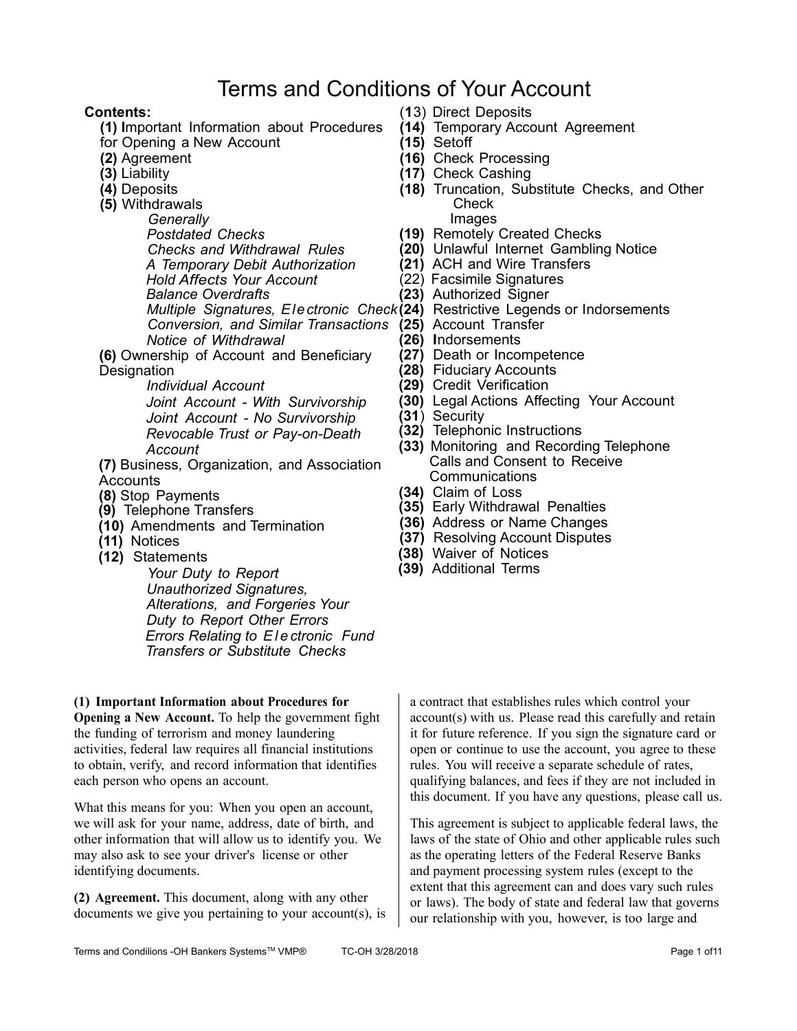# Terms and Conditions of Your Account

**Contents:**

- **(1)** Important Information about Procedures for Opening a New Account
- **(2)** Agreement
- **(3)** Liability
- **(4)** Deposits
- **(5)** Withdrawals
  - *Generally*
  - *Postdated Checks*
  - *Checks and Withdrawal Rules*
  - *A Temporary Debit Authorization Hold Affects Your Account*
  - *Balance Overdrafts*
  - *Multiple Signatures, Electronic Check Conversion, and Similar Transactions*
  - *Notice of Withdrawal*
- **(6)** Ownership of Account and Beneficiary Designation
  - *Individual Account*
  - *Joint Account - With Survivorship*
  - *Joint Account - No Survivorship*
  - *Revocable Trust or Pay-on-Death Account*
- **(7)** Business, Organization, and Association Accounts
- **(8)** Stop Payments
- **(9)** Telephone Transfers
- **(10)** Amendments and Termination
- **(11)** Notices
- **(12)** Statements
  - *Your Duty to Report Unauthorized Signatures, Alterations, and Forgeries Your Duty to Report Other Errors*
  - *Errors Relating to Electronic Fund Transfers or Substitute Checks*
- **(13)** Direct Deposits
- **(14)** Temporary Account Agreement
- **(15)** Setoff
- **(16)** Check Processing
- **(17)** Check Cashing
- **(18)** Truncation, Substitute Checks, and Other Check Images
- **(19)** Remotely Created Checks
- **(20)** Unlawful Internet Gambling Notice
- **(21)** ACH and Wire Transfers
- (22) Facsimile Signatures
- **(23)** Authorized Signer
- **(24)** Restrictive Legends or Indorsements
- **(25)** Account Transfer
- **(26)** Indorsements
- **(27)** Death or Incompetence
- **(28)** Fiduciary Accounts
- **(29)** Credit Verification
- **(30)** Legal Actions Affecting Your Account
- **(31)** Security
- **(32)** Telephonic Instructions
- **(33)** Monitoring and Recording Telephone Calls and Consent to Receive Communications
- **(34)** Claim of Loss
- **(35)** Early Withdrawal Penalties
- **(36)** Address or Name Changes
- **(37)** Resolving Account Disputes
- **(38)** Waiver of Notices
- **(39)** Additional Terms

**(1) Important Information about Procedures for Opening a New Account.** To help the government fight the funding of terrorism and money laundering activities, federal law requires all financial institutions to obtain, verify, and record information that identifies each person who opens an account.

What this means for you: When you open an account, we will ask for your name, address, date of birth, and other information that will allow us to identify you. We may also ask to see your driver's license or other identifying documents.

**(2) Agreement.** This document, along with any other documents we give you pertaining to your account(s), is a contract that establishes rules which control your account(s) with us. Please read this carefully and retain it for future reference. If you sign the signature card or open or continue to use the account, you agree to these rules. You will receive a separate schedule of rates, qualifying balances, and fees if they are not included in this document. If you have any questions, please call us.

This agreement is subject to applicable federal laws, the laws of the state of Ohio and other applicable rules such as the operating letters of the Federal Reserve Banks and payment processing system rules (except to the extent that this agreement can and does vary such rules or laws). The body of state and federal law that governs our relationship with you, however, is too large and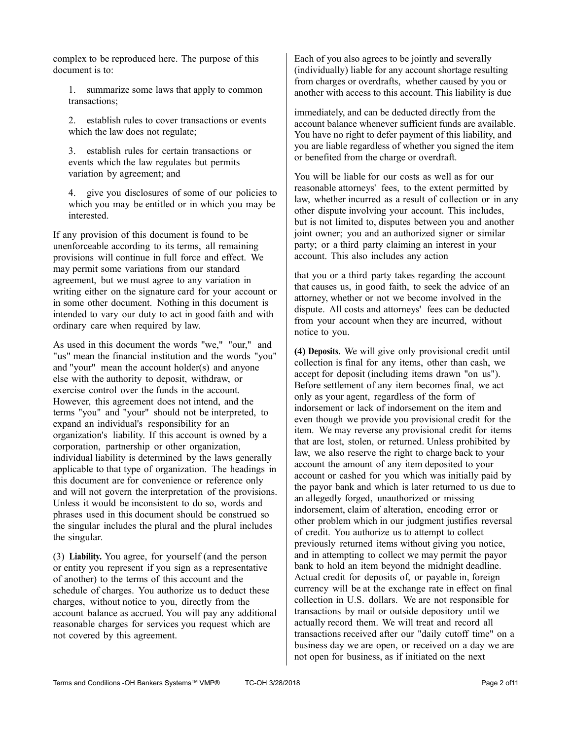complex to be reproduced here. The purpose of this document is to:

1. summarize some laws that apply to common transactions;
2. establish rules to cover transactions or events which the law does not regulate;
3. establish rules for certain transactions or events which the law regulates but permits variation by agreement; and
4. give you disclosures of some of our policies to which you may be entitled or in which you may be interested.

If any provision of this document is found to be unenforceable according to its terms, all remaining provisions will continue in full force and effect. We may permit some variations from our standard agreement, but we must agree to any variation in writing either on the signature card for your account or in some other document. Nothing in this document is intended to vary our duty to act in good faith and with ordinary care when required by law.

As used in this document the words "we," "our," and "us" mean the financial institution and the words "you" and "your" mean the account holder(s) and anyone else with the authority to deposit, withdraw, or exercise control over the funds in the account. However, this agreement does not intend, and the terms "you" and "your" should not be interpreted, to expand an individual's responsibility for an organization's liability. If this account is owned by a corporation, partnership or other organization, individual liability is determined by the laws generally applicable to that type of organization. The headings in this document are for convenience or reference only and will not govern the interpretation of the provisions. Unless it would be inconsistent to do so, words and phrases used in this document should be construed so the singular includes the plural and the plural includes the singular.

(3) **Liability.** You agree, for yourself (and the person or entity you represent if you sign as a representative of another) to the terms of this account and the schedule of charges. You authorize us to deduct these charges, without notice to you, directly from the account balance as accrued. You will pay any additional reasonable charges for services you request which are not covered by this agreement.

Each of you also agrees to be jointly and severally (individually) liable for any account shortage resulting from charges or overdrafts, whether caused by you or another with access to this account. This liability is due immediately, and can be deducted directly from the account balance whenever sufficient funds are available. You have no right to defer payment of this liability, and you are liable regardless of whether you signed the item or benefited from the charge or overdraft.

You will be liable for our costs as well as for our reasonable attorneys' fees, to the extent permitted by law, whether incurred as a result of collection or in any other dispute involving your account. This includes, but is not limited to, disputes between you and another joint owner; you and an authorized signer or similar party; or a third party claiming an interest in your account. This also includes any action that you or a third party takes regarding the account that causes us, in good faith, to seek the advice of an attorney, whether or not we become involved in the dispute. All costs and attorneys' fees can be deducted from your account when they are incurred, without notice to you.

**(4) Deposits.** We will give only provisional credit until collection is final for any items, other than cash, we accept for deposit (including items drawn "on us"). Before settlement of any item becomes final, we act only as your agent, regardless of the form of indorsement or lack of indorsement on the item and even though we provide you provisional credit for the item. We may reverse any provisional credit for items that are lost, stolen, or returned. Unless prohibited by law, we also reserve the right to charge back to your account the amount of any item deposited to your account or cashed for you which was initially paid by the payor bank and which is later returned to us due to an allegedly forged, unauthorized or missing indorsement, claim of alteration, encoding error or other problem which in our judgment justifies reversal of credit. You authorize us to attempt to collect previously returned items without giving you notice, and in attempting to collect we may permit the payor bank to hold an item beyond the midnight deadline. Actual credit for deposits of, or payable in, foreign currency will be at the exchange rate in effect on final collection in U.S. dollars. We are not responsible for transactions by mail or outside depository until we actually record them. We will treat and record all transactions received after our "daily cutoff time" on a business day we are open, or received on a day we are not open for business, as if initiated on the next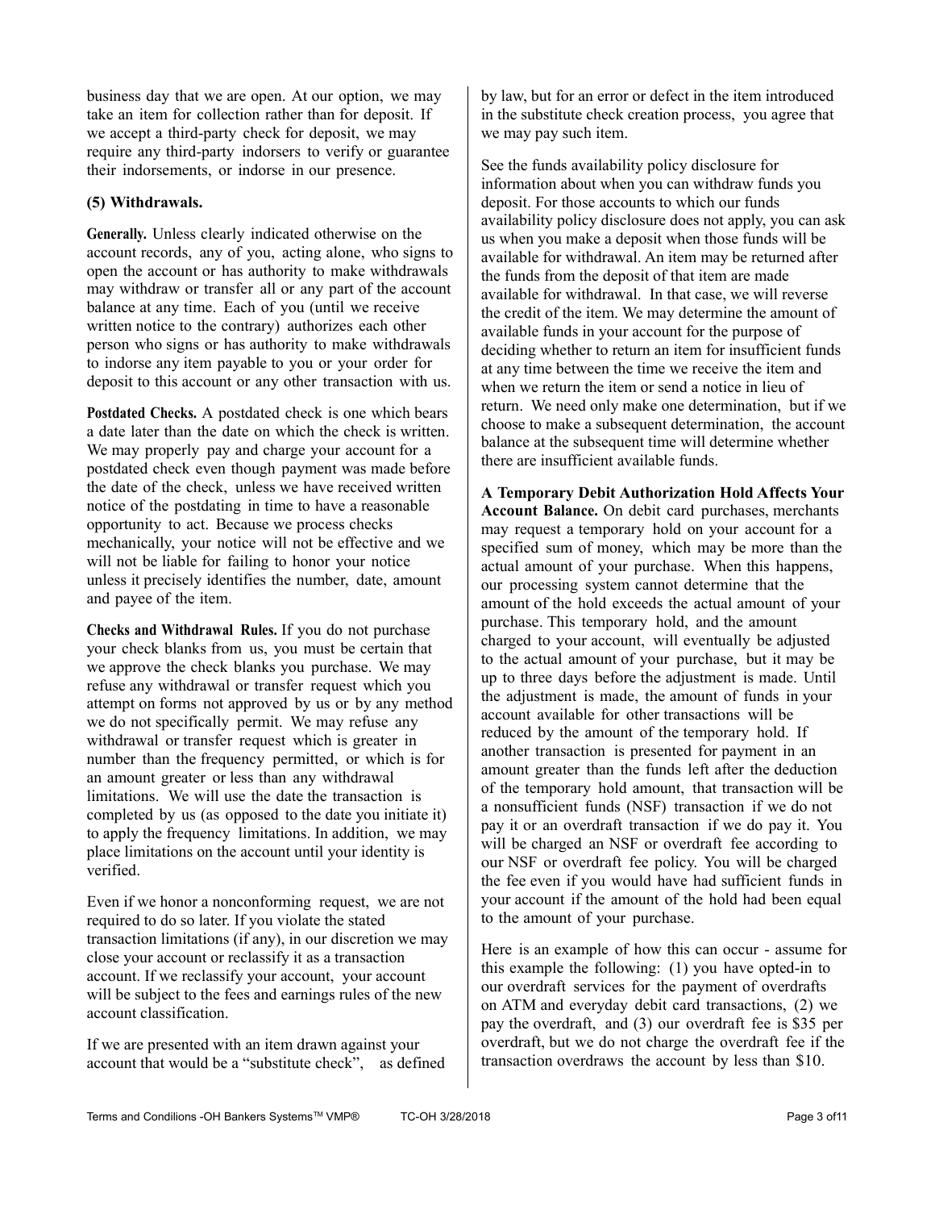business day that we are open. At our option, we may take an item for collection rather than for deposit. If we accept a third-party check for deposit, we may require any third-party indorsers to verify or guarantee their indorsements, or indorse in our presence.

**(5) Withdrawals.**

**Generally.** Unless clearly indicated otherwise on the account records, any of you, acting alone, who signs to open the account or has authority to make withdrawals may withdraw or transfer all or any part of the account balance at any time. Each of you (until we receive written notice to the contrary) authorizes each other person who signs or has authority to make withdrawals to indorse any item payable to you or your order for deposit to this account or any other transaction with us.

**Postdated Checks.** A postdated check is one which bears a date later than the date on which the check is written. We may properly pay and charge your account for a postdated check even though payment was made before the date of the check, unless we have received written notice of the postdating in time to have a reasonable opportunity to act. Because we process checks mechanically, your notice will not be effective and we will not be liable for failing to honor your notice unless it precisely identifies the number, date, amount and payee of the item.

**Checks and Withdrawal Rules.** If you do not purchase your check blanks from us, you must be certain that we approve the check blanks you purchase. We may refuse any withdrawal or transfer request which you attempt on forms not approved by us or by any method we do not specifically permit. We may refuse any withdrawal or transfer request which is greater in number than the frequency permitted, or which is for an amount greater or less than any withdrawal limitations. We will use the date the transaction is completed by us (as opposed to the date you initiate it) to apply the frequency limitations. In addition, we may place limitations on the account until your identity is verified.

Even if we honor a nonconforming request, we are not required to do so later. If you violate the stated transaction limitations (if any), in our discretion we may close your account or reclassify it as a transaction account. If we reclassify your account, your account will be subject to the fees and earnings rules of the new account classification.

If we are presented with an item drawn against your account that would be a "substitute check", as defined by law, but for an error or defect in the item introduced in the substitute check creation process, you agree that we may pay such item.

See the funds availability policy disclosure for information about when you can withdraw funds you deposit. For those accounts to which our funds availability policy disclosure does not apply, you can ask us when you make a deposit when those funds will be available for withdrawal. An item may be returned after the funds from the deposit of that item are made available for withdrawal. In that case, we will reverse the credit of the item. We may determine the amount of available funds in your account for the purpose of deciding whether to return an item for insufficient funds at any time between the time we receive the item and when we return the item or send a notice in lieu of return. We need only make one determination, but if we choose to make a subsequent determination, the account balance at the subsequent time will determine whether there are insufficient available funds.

**A Temporary Debit Authorization Hold Affects Your Account Balance.** On debit card purchases, merchants may request a temporary hold on your account for a specified sum of money, which may be more than the actual amount of your purchase. When this happens, our processing system cannot determine that the amount of the hold exceeds the actual amount of your purchase. This temporary hold, and the amount charged to your account, will eventually be adjusted to the actual amount of your purchase, but it may be up to three days before the adjustment is made. Until the adjustment is made, the amount of funds in your account available for other transactions will be reduced by the amount of the temporary hold. If another transaction is presented for payment in an amount greater than the funds left after the deduction of the temporary hold amount, that transaction will be a nonsufficient funds (NSF) transaction if we do not pay it or an overdraft transaction if we do pay it. You will be charged an NSF or overdraft fee according to our NSF or overdraft fee policy. You will be charged the fee even if you would have had sufficient funds in your account if the amount of the hold had been equal to the amount of your purchase.

Here is an example of how this can occur - assume for this example the following: (1) you have opted-in to our overdraft services for the payment of overdrafts on ATM and everyday debit card transactions, (2) we pay the overdraft, and (3) our overdraft fee is $35 per overdraft, but we do not charge the overdraft fee if the transaction overdraws the account by less than $10.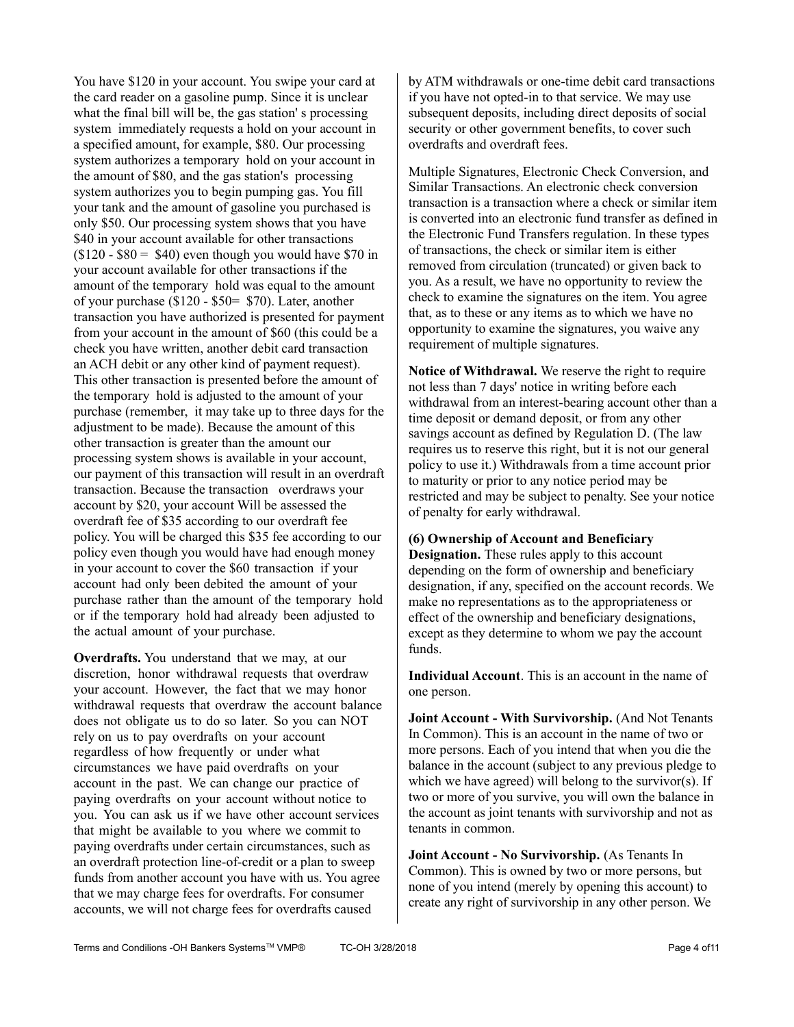You have $120 in your account. You swipe your card at the card reader on a gasoline pump. Since it is unclear what the final bill will be, the gas station' s processing system immediately requests a hold on your account in a specified amount, for example, $80. Our processing system authorizes a temporary hold on your account in the amount of $80, and the gas station's processing system authorizes you to begin pumping gas. You fill your tank and the amount of gasoline you purchased is only $50. Our processing system shows that you have $40 in your account available for other transactions ($120 - $80 = $40) even though you would have $70 in your account available for other transactions if the amount of the temporary hold was equal to the amount of your purchase ($120 - $50= $70). Later, another transaction you have authorized is presented for payment from your account in the amount of $60 (this could be a check you have written, another debit card transaction an ACH debit or any other kind of payment request). This other transaction is presented before the amount of the temporary hold is adjusted to the amount of your purchase (remember, it may take up to three days for the adjustment to be made). Because the amount of this other transaction is greater than the amount our processing system shows is available in your account, our payment of this transaction will result in an overdraft transaction. Because the transaction overdraws your account by $20, your account Will be assessed the overdraft fee of $35 according to our overdraft fee policy. You will be charged this $35 fee according to our policy even though you would have had enough money in your account to cover the $60 transaction if your account had only been debited the amount of your purchase rather than the amount of the temporary hold or if the temporary hold had already been adjusted to the actual amount of your purchase.

**Overdrafts.** You understand that we may, at our discretion, honor withdrawal requests that overdraw your account. However, the fact that we may honor withdrawal requests that overdraw the account balance does not obligate us to do so later. So you can NOT rely on us to pay overdrafts on your account regardless of how frequently or under what circumstances we have paid overdrafts on your account in the past. We can change our practice of paying overdrafts on your account without notice to you. You can ask us if we have other account services that might be available to you where we commit to paying overdrafts under certain circumstances, such as an overdraft protection line-of-credit or a plan to sweep funds from another account you have with us. You agree that we may charge fees for overdrafts. For consumer accounts, we will not charge fees for overdrafts caused by ATM withdrawals or one-time debit card transactions if you have not opted-in to that service. We may use subsequent deposits, including direct deposits of social security or other government benefits, to cover such overdrafts and overdraft fees.

Multiple Signatures, Electronic Check Conversion, and Similar Transactions. An electronic check conversion transaction is a transaction where a check or similar item is converted into an electronic fund transfer as defined in the Electronic Fund Transfers regulation. In these types of transactions, the check or similar item is either removed from circulation (truncated) or given back to you. As a result, we have no opportunity to review the check to examine the signatures on the item. You agree that, as to these or any items as to which we have no opportunity to examine the signatures, you waive any requirement of multiple signatures.

**Notice of Withdrawal.** We reserve the right to require not less than 7 days' notice in writing before each withdrawal from an interest-bearing account other than a time deposit or demand deposit, or from any other savings account as defined by Regulation D. (The law requires us to reserve this right, but it is not our general policy to use it.) Withdrawals from a time account prior to maturity or prior to any notice period may be restricted and may be subject to penalty. See your notice of penalty for early withdrawal.

**(6) Ownership of Account and Beneficiary Designation.** These rules apply to this account depending on the form of ownership and beneficiary designation, if any, specified on the account records. We make no representations as to the appropriateness or effect of the ownership and beneficiary designations, except as they determine to whom we pay the account funds.

**Individual Account**. This is an account in the name of one person.

**Joint Account - With Survivorship.** (And Not Tenants In Common). This is an account in the name of two or more persons. Each of you intend that when you die the balance in the account (subject to any previous pledge to which we have agreed) will belong to the survivor(s). If two or more of you survive, you will own the balance in the account as joint tenants with survivorship and not as tenants in common.

**Joint Account - No Survivorship.** (As Tenants In Common). This is owned by two or more persons, but none of you intend (merely by opening this account) to create any right of survivorship in any other person. We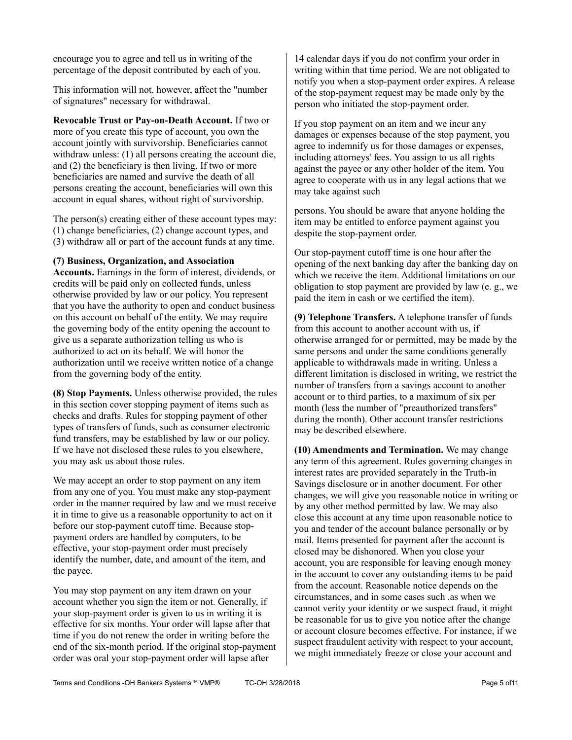encourage you to agree and tell us in writing of the percentage of the deposit contributed by each of you.

This information will not, however, affect the "number of signatures" necessary for withdrawal.

**Revocable Trust or Pay-on-Death Account.** If two or more of you create this type of account, you own the account jointly with survivorship. Beneficiaries cannot withdraw unless: (1) all persons creating the account die, and (2) the beneficiary is then living. If two or more beneficiaries are named and survive the death of all persons creating the account, beneficiaries will own this account in equal shares, without right of survivorship.

The person(s) creating either of these account types may: (1) change beneficiaries, (2) change account types, and (3) withdraw all or part of the account funds at any time.

**(7) Business, Organization, and Association Accounts.** Earnings in the form of interest, dividends, or credits will be paid only on collected funds, unless otherwise provided by law or our policy. You represent that you have the authority to open and conduct business on this account on behalf of the entity. We may require the governing body of the entity opening the account to give us a separate authorization telling us who is authorized to act on its behalf. We will honor the authorization until we receive written notice of a change from the governing body of the entity.

**(8) Stop Payments.** Unless otherwise provided, the rules in this section cover stopping payment of items such as checks and drafts. Rules for stopping payment of other types of transfers of funds, such as consumer electronic fund transfers, may be established by law or our policy. If we have not disclosed these rules to you elsewhere, you may ask us about those rules.

We may accept an order to stop payment on any item from any one of you. You must make any stop-payment order in the manner required by law and we must receive it in time to give us a reasonable opportunity to act on it before our stop-payment cutoff time. Because stop-payment orders are handled by computers, to be effective, your stop-payment order must precisely identify the number, date, and amount of the item, and the payee.

You may stop payment on any item drawn on your account whether you sign the item or not. Generally, if your stop-payment order is given to us in writing it is effective for six months. Your order will lapse after that time if you do not renew the order in writing before the end of the six-month period. If the original stop-payment order was oral your stop-payment order will lapse after 14 calendar days if you do not confirm your order in writing within that time period. We are not obligated to notify you when a stop-payment order expires. A release of the stop-payment request may be made only by the person who initiated the stop-payment order.

If you stop payment on an item and we incur any damages or expenses because of the stop payment, you agree to indemnify us for those damages or expenses, including attorneys' fees. You assign to us all rights against the payee or any other holder of the item. You agree to cooperate with us in any legal actions that we may take against such persons. You should be aware that anyone holding the item may be entitled to enforce payment against you despite the stop-payment order.

Our stop-payment cutoff time is one hour after the opening of the next banking day after the banking day on which we receive the item. Additional limitations on our obligation to stop payment are provided by law (e. g., we paid the item in cash or we certified the item).

**(9) Telephone Transfers.** A telephone transfer of funds from this account to another account with us, if otherwise arranged for or permitted, may be made by the same persons and under the same conditions generally applicable to withdrawals made in writing. Unless a different limitation is disclosed in writing, we restrict the number of transfers from a savings account to another account or to third parties, to a maximum of six per month (less the number of "preauthorized transfers" during the month). Other account transfer restrictions may be described elsewhere.

**(10) Amendments and Termination.** We may change any term of this agreement. Rules governing changes in interest rates are provided separately in the Truth-in Savings disclosure or in another document. For other changes, we will give you reasonable notice in writing or by any other method permitted by law. We may also close this account at any time upon reasonable notice to you and tender of the account balance personally or by mail. Items presented for payment after the account is closed may be dishonored. When you close your account, you are responsible for leaving enough money in the account to cover any outstanding items to be paid from the account. Reasonable notice depends on the circumstances, and in some cases such .as when we cannot verity your identity or we suspect fraud, it might be reasonable for us to give you notice after the change or account closure becomes effective. For instance, if we suspect fraudulent activity with respect to your account, we might immediately freeze or close your account and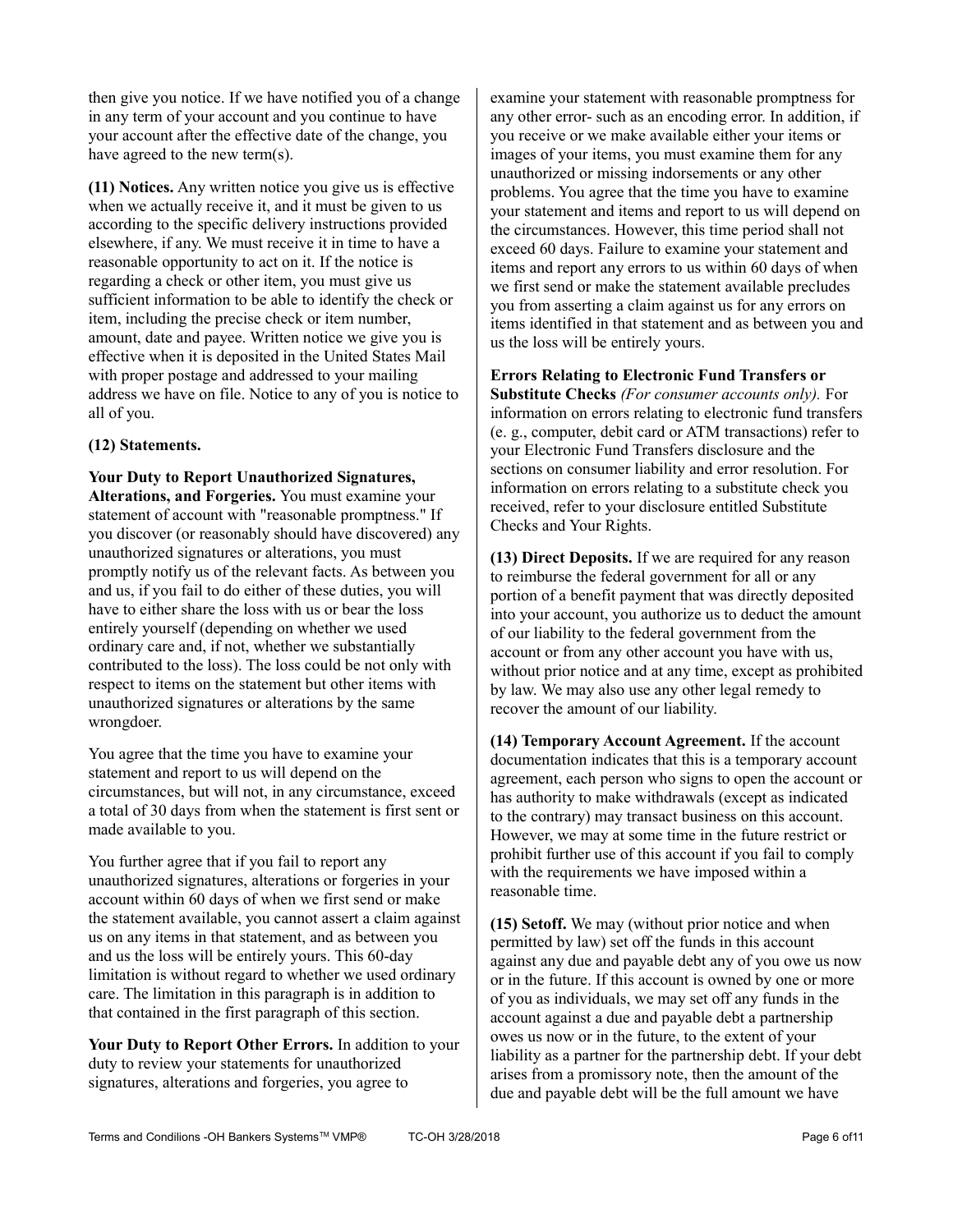then give you notice. If we have notified you of a change in any term of your account and you continue to have your account after the effective date of the change, you have agreed to the new term(s).

**(11) Notices.** Any written notice you give us is effective when we actually receive it, and it must be given to us according to the specific delivery instructions provided elsewhere, if any. We must receive it in time to have a reasonable opportunity to act on it. If the notice is regarding a check or other item, you must give us sufficient information to be able to identify the check or item, including the precise check or item number, amount, date and payee. Written notice we give you is effective when it is deposited in the United States Mail with proper postage and addressed to your mailing address we have on file. Notice to any of you is notice to all of you.

**(12) Statements.**

**Your Duty to Report Unauthorized Signatures, Alterations, and Forgeries.** You must examine your statement of account with "reasonable promptness." If you discover (or reasonably should have discovered) any unauthorized signatures or alterations, you must promptly notify us of the relevant facts. As between you and us, if you fail to do either of these duties, you will have to either share the loss with us or bear the loss entirely yourself (depending on whether we used ordinary care and, if not, whether we substantially contributed to the loss). The loss could be not only with respect to items on the statement but other items with unauthorized signatures or alterations by the same wrongdoer.

You agree that the time you have to examine your statement and report to us will depend on the circumstances, but will not, in any circumstance, exceed a total of 30 days from when the statement is first sent or made available to you.

You further agree that if you fail to report any unauthorized signatures, alterations or forgeries in your account within 60 days of when we first send or make the statement available, you cannot assert a claim against us on any items in that statement, and as between you and us the loss will be entirely yours. This 60-day limitation is without regard to whether we used ordinary care. The limitation in this paragraph is in addition to that contained in the first paragraph of this section.

**Your Duty to Report Other Errors.** In addition to your duty to review your statements for unauthorized signatures, alterations and forgeries, you agree to examine your statement with reasonable promptness for any other error- such as an encoding error. In addition, if you receive or we make available either your items or images of your items, you must examine them for any unauthorized or missing indorsements or any other problems. You agree that the time you have to examine your statement and items and report to us will depend on the circumstances. However, this time period shall not exceed 60 days. Failure to examine your statement and items and report any errors to us within 60 days of when we first send or make the statement available precludes you from asserting a claim against us for any errors on items identified in that statement and as between you and us the loss will be entirely yours.

**Errors Relating to Electronic Fund Transfers or Substitute Checks** *(For consumer accounts only).* For information on errors relating to electronic fund transfers (e. g., computer, debit card or ATM transactions) refer to your Electronic Fund Transfers disclosure and the sections on consumer liability and error resolution. For information on errors relating to a substitute check you received, refer to your disclosure entitled Substitute Checks and Your Rights.

**(13) Direct Deposits.** If we are required for any reason to reimburse the federal government for all or any portion of a benefit payment that was directly deposited into your account, you authorize us to deduct the amount of our liability to the federal government from the account or from any other account you have with us, without prior notice and at any time, except as prohibited by law. We may also use any other legal remedy to recover the amount of our liability.

**(14) Temporary Account Agreement.** If the account documentation indicates that this is a temporary account agreement, each person who signs to open the account or has authority to make withdrawals (except as indicated to the contrary) may transact business on this account. However, we may at some time in the future restrict or prohibit further use of this account if you fail to comply with the requirements we have imposed within a reasonable time.

**(15) Setoff.** We may (without prior notice and when permitted by law) set off the funds in this account against any due and payable debt any of you owe us now or in the future. If this account is owned by one or more of you as individuals, we may set off any funds in the account against a due and payable debt a partnership owes us now or in the future, to the extent of your liability as a partner for the partnership debt. If your debt arises from a promissory note, then the amount of the due and payable debt will be the full amount we have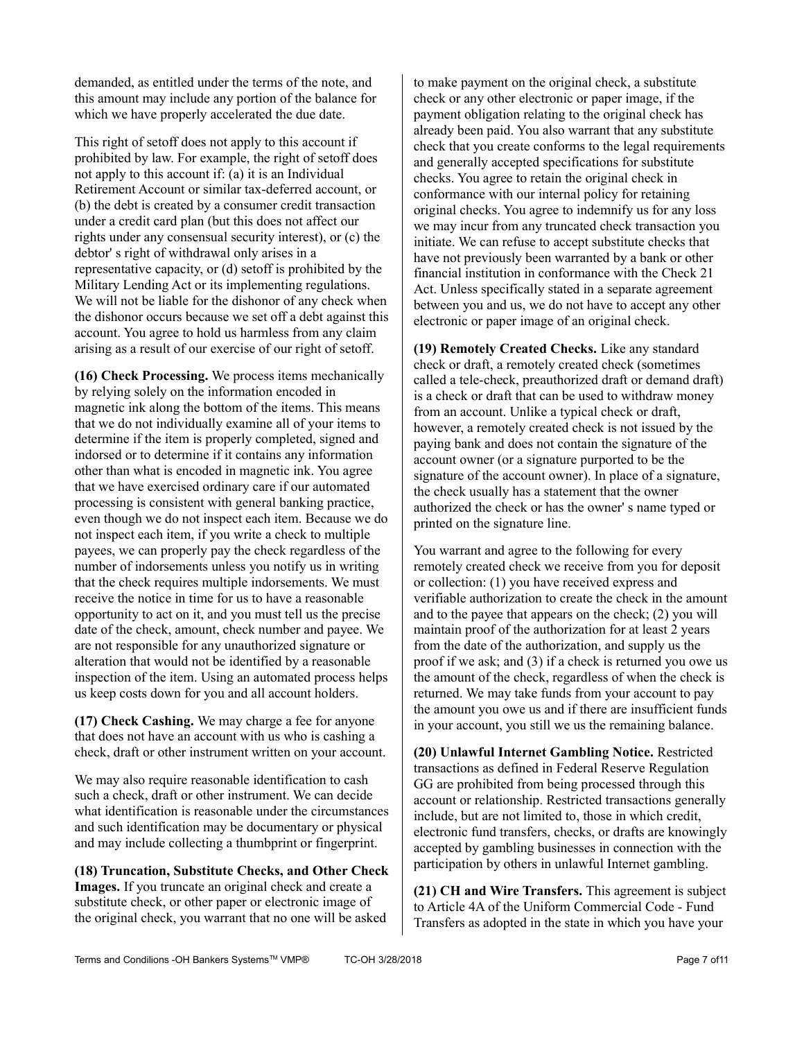demanded, as entitled under the terms of the note, and this amount may include any portion of the balance for which we have properly accelerated the due date.

This right of setoff does not apply to this account if prohibited by law. For example, the right of setoff does not apply to this account if: (a) it is an Individual Retirement Account or similar tax-deferred account, or (b) the debt is created by a consumer credit transaction under a credit card plan (but this does not affect our rights under any consensual security interest), or (c) the debtor' s right of withdrawal only arises in a representative capacity, or (d) setoff is prohibited by the Military Lending Act or its implementing regulations. We will not be liable for the dishonor of any check when the dishonor occurs because we set off a debt against this account. You agree to hold us harmless from any claim arising as a result of our exercise of our right of setoff.

**(16) Check Processing.** We process items mechanically by relying solely on the information encoded in magnetic ink along the bottom of the items. This means that we do not individually examine all of your items to determine if the item is properly completed, signed and indorsed or to determine if it contains any information other than what is encoded in magnetic ink. You agree that we have exercised ordinary care if our automated processing is consistent with general banking practice, even though we do not inspect each item. Because we do not inspect each item, if you write a check to multiple payees, we can properly pay the check regardless of the number of indorsements unless you notify us in writing that the check requires multiple indorsements. We must receive the notice in time for us to have a reasonable opportunity to act on it, and you must tell us the precise date of the check, amount, check number and payee. We are not responsible for any unauthorized signature or alteration that would not be identified by a reasonable inspection of the item. Using an automated process helps us keep costs down for you and all account holders.

**(17) Check Cashing.** We may charge a fee for anyone that does not have an account with us who is cashing a check, draft or other instrument written on your account.

We may also require reasonable identification to cash such a check, draft or other instrument. We can decide what identification is reasonable under the circumstances and such identification may be documentary or physical and may include collecting a thumbprint or fingerprint.

**(18) Truncation, Substitute Checks, and Other Check Images.** If you truncate an original check and create a substitute check, or other paper or electronic image of the original check, you warrant that no one will be asked to make payment on the original check, a substitute check or any other electronic or paper image, if the payment obligation relating to the original check has already been paid. You also warrant that any substitute check that you create conforms to the legal requirements and generally accepted specifications for substitute checks. You agree to retain the original check in conformance with our internal policy for retaining original checks. You agree to indemnify us for any loss we may incur from any truncated check transaction you initiate. We can refuse to accept substitute checks that have not previously been warranted by a bank or other financial institution in conformance with the Check 21 Act. Unless specifically stated in a separate agreement between you and us, we do not have to accept any other electronic or paper image of an original check.

**(19) Remotely Created Checks.** Like any standard check or draft, a remotely created check (sometimes called a tele-check, preauthorized draft or demand draft) is a check or draft that can be used to withdraw money from an account. Unlike a typical check or draft, however, a remotely created check is not issued by the paying bank and does not contain the signature of the account owner (or a signature purported to be the signature of the account owner). In place of a signature, the check usually has a statement that the owner authorized the check or has the owner' s name typed or printed on the signature line.

You warrant and agree to the following for every remotely created check we receive from you for deposit or collection: (1) you have received express and verifiable authorization to create the check in the amount and to the payee that appears on the check; (2) you will maintain proof of the authorization for at least 2 years from the date of the authorization, and supply us the proof if we ask; and (3) if a check is returned you owe us the amount of the check, regardless of when the check is returned. We may take funds from your account to pay the amount you owe us and if there are insufficient funds in your account, you still we us the remaining balance.

**(20) Unlawful Internet Gambling Notice.** Restricted transactions as defined in Federal Reserve Regulation GG are prohibited from being processed through this account or relationship. Restricted transactions generally include, but are not limited to, those in which credit, electronic fund transfers, checks, or drafts are knowingly accepted by gambling businesses in connection with the participation by others in unlawful Internet gambling.

**(21) CH and Wire Transfers.** This agreement is subject to Article 4A of the Uniform Commercial Code - Fund Transfers as adopted in the state in which you have your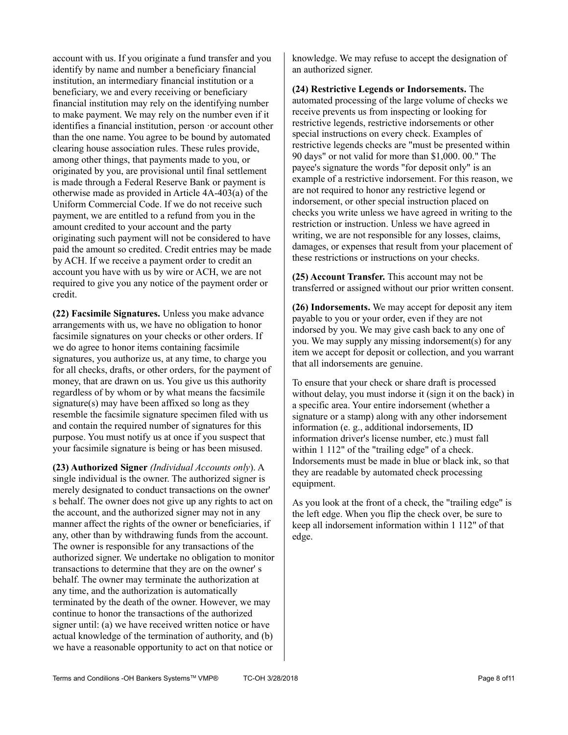account with us. If you originate a fund transfer and you identify by name and number a beneficiary financial institution, an intermediary financial institution or a beneficiary, we and every receiving or beneficiary financial institution may rely on the identifying number to make payment. We may rely on the number even if it identifies a financial institution, person ·or account other than the one name. You agree to be bound by automated clearing house association rules. These rules provide, among other things, that payments made to you, or originated by you, are provisional until final settlement is made through a Federal Reserve Bank or payment is otherwise made as provided in Article 4A-403(a) of the Uniform Commercial Code. If we do not receive such payment, we are entitled to a refund from you in the amount credited to your account and the party originating such payment will not be considered to have paid the amount so credited. Credit entries may be made by ACH. If we receive a payment order to credit an account you have with us by wire or ACH, we are not required to give you any notice of the payment order or credit.

**(22) Facsimile Signatures.** Unless you make advance arrangements with us, we have no obligation to honor facsimile signatures on your checks or other orders. If we do agree to honor items containing facsimile signatures, you authorize us, at any time, to charge you for all checks, drafts, or other orders, for the payment of money, that are drawn on us. You give us this authority regardless of by whom or by what means the facsimile signature(s) may have been affixed so long as they resemble the facsimile signature specimen filed with us and contain the required number of signatures for this purpose. You must notify us at once if you suspect that your facsimile signature is being or has been misused.

**(23) Authorized Signer** *(Individual Accounts only)*. A single individual is the owner. The authorized signer is merely designated to conduct transactions on the owner' s behalf. The owner does not give up any rights to act on the account, and the authorized signer may not in any manner affect the rights of the owner or beneficiaries, if any, other than by withdrawing funds from the account. The owner is responsible for any transactions of the authorized signer. We undertake no obligation to monitor transactions to determine that they are on the owner' s behalf. The owner may terminate the authorization at any time, and the authorization is automatically terminated by the death of the owner. However, we may continue to honor the transactions of the authorized signer until: (a) we have received written notice or have actual knowledge of the termination of authority, and (b) we have a reasonable opportunity to act on that notice or knowledge. We may refuse to accept the designation of an authorized signer.

**(24) Restrictive Legends or Indorsements.** The automated processing of the large volume of checks we receive prevents us from inspecting or looking for restrictive legends, restrictive indorsements or other special instructions on every check. Examples of restrictive legends checks are "must be presented within 90 days" or not valid for more than $1,000. 00." The payee's signature the words "for deposit only" is an example of a restrictive indorsement. For this reason, we are not required to honor any restrictive legend or indorsement, or other special instruction placed on checks you write unless we have agreed in writing to the restriction or instruction. Unless we have agreed in writing, we are not responsible for any losses, claims, damages, or expenses that result from your placement of these restrictions or instructions on your checks.

**(25) Account Transfer.** This account may not be transferred or assigned without our prior written consent.

**(26) Indorsements.** We may accept for deposit any item payable to you or your order, even if they are not indorsed by you. We may give cash back to any one of you. We may supply any missing indorsement(s) for any item we accept for deposit or collection, and you warrant that all indorsements are genuine.

To ensure that your check or share draft is processed without delay, you must indorse it (sign it on the back) in a specific area. Your entire indorsement (whether a signature or a stamp) along with any other indorsement information (e. g., additional indorsements, ID information driver's license number, etc.) must fall within 1 112" of the "trailing edge" of a check. Indorsements must be made in blue or black ink, so that they are readable by automated check processing equipment.

As you look at the front of a check, the "trailing edge" is the left edge. When you flip the check over, be sure to keep all indorsement information within 1 112" of that edge.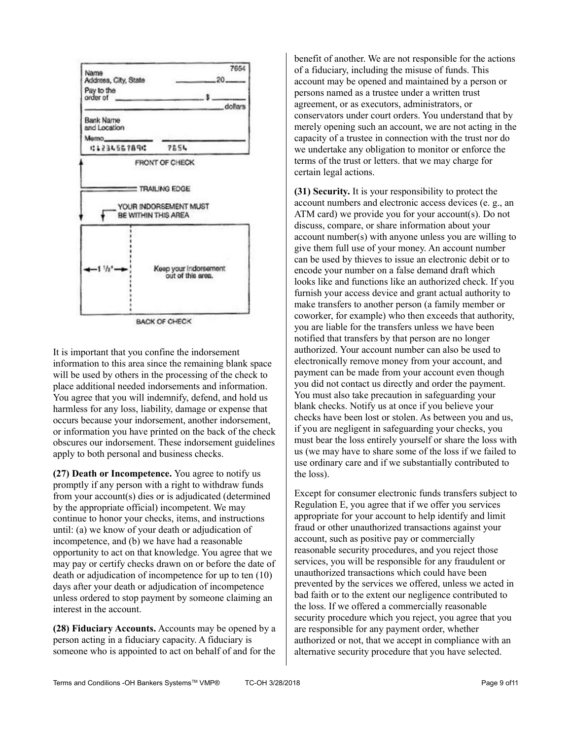It is important that you confine the indorsement information to this area since the remaining blank space will be used by others in the processing of the check to place additional needed indorsements and information. You agree that you will indemnify, defend, and hold us harmless for any loss, liability, damage or expense that occurs because your indorsement, another indorsement, or information you have printed on the back of the check obscures our indorsement. These indorsement guidelines apply to both personal and business checks.

**(27) Death or Incompetence.** You agree to notify us promptly if any person with a right to withdraw funds from your account(s) dies or is adjudicated (determined by the appropriate official) incompetent. We may continue to honor your checks, items, and instructions until: (a) we know of your death or adjudication of incompetence, and (b) we have had a reasonable opportunity to act on that knowledge. You agree that we may pay or certify checks drawn on or before the date of death or adjudication of incompetence for up to ten (10) days after your death or adjudication of incompetence unless ordered to stop payment by someone claiming an interest in the account.

**(28) Fiduciary Accounts.** Accounts may be opened by a person acting in a fiduciary capacity. A fiduciary is someone who is appointed to act on behalf of and for the benefit of another. We are not responsible for the actions of a fiduciary, including the misuse of funds. This account may be opened and maintained by a person or persons named as a trustee under a written trust agreement, or as executors, administrators, or conservators under court orders. You understand that by merely opening such an account, we are not acting in the capacity of a trustee in connection with the trust nor do we undertake any obligation to monitor or enforce the terms of the trust or letters. that we may charge for certain legal actions.

**(31) Security.** It is your responsibility to protect the account numbers and electronic access devices (e. g., an ATM card) we provide you for your account(s). Do not discuss, compare, or share information about your account number(s) with anyone unless you are willing to give them full use of your money. An account number can be used by thieves to issue an electronic debit or to encode your number on a false demand draft which looks like and functions like an authorized check. If you furnish your access device and grant actual authority to make transfers to another person (a family member or coworker, for example) who then exceeds that authority, you are liable for the transfers unless we have been notified that transfers by that person are no longer authorized. Your account number can also be used to electronically remove money from your account, and payment can be made from your account even though you did not contact us directly and order the payment. You must also take precaution in safeguarding your blank checks. Notify us at once if you believe your checks have been lost or stolen. As between you and us, if you are negligent in safeguarding your checks, you must bear the loss entirely yourself or share the loss with us (we may have to share some of the loss if we failed to use ordinary care and if we substantially contributed to the loss).

Except for consumer electronic funds transfers subject to Regulation E, you agree that if we offer you services appropriate for your account to help identify and limit fraud or other unauthorized transactions against your account, such as positive pay or commercially reasonable security procedures, and you reject those services, you will be responsible for any fraudulent or unauthorized transactions which could have been prevented by the services we offered, unless we acted in bad faith or to the extent our negligence contributed to the loss. If we offered a commercially reasonable security procedure which you reject, you agree that you are responsible for any payment order, whether authorized or not, that we accept in compliance with an alternative security procedure that you have selected.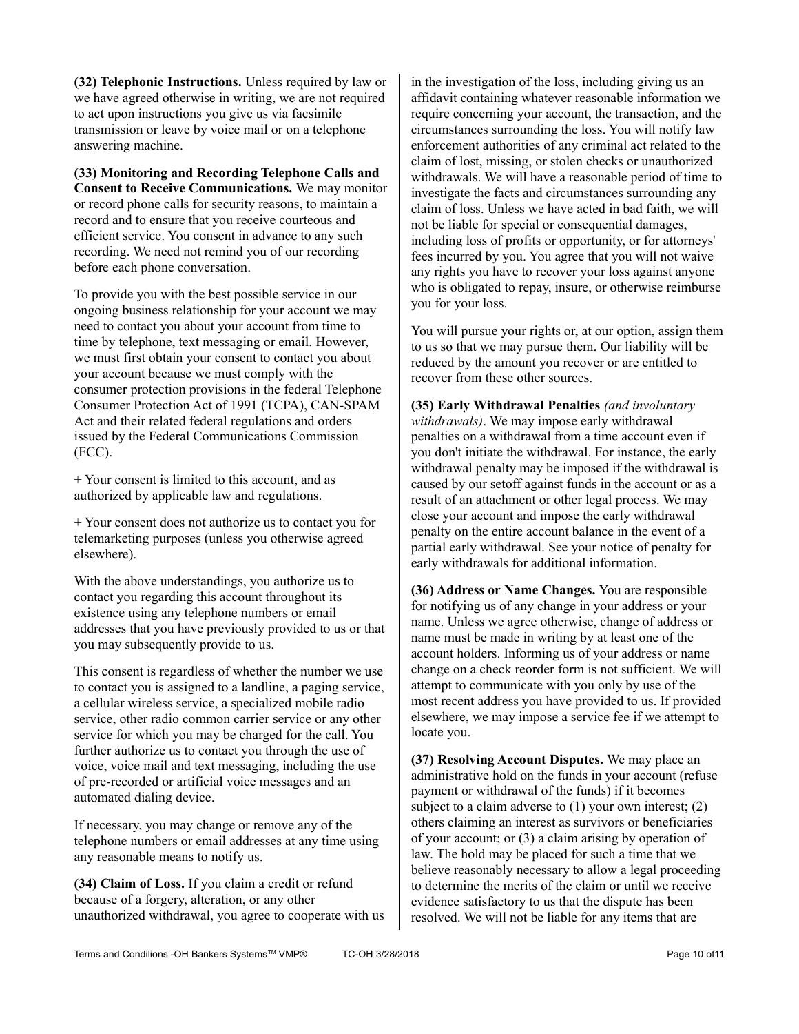**(32) Telephonic Instructions.** Unless required by law or we have agreed otherwise in writing, we are not required to act upon instructions you give us via facsimile transmission or leave by voice mail or on a telephone answering machine.

**(33) Monitoring and Recording Telephone Calls and Consent to Receive Communications.** We may monitor or record phone calls for security reasons, to maintain a record and to ensure that you receive courteous and efficient service. You consent in advance to any such recording. We need not remind you of our recording before each phone conversation.

To provide you with the best possible service in our ongoing business relationship for your account we may need to contact you about your account from time to time by telephone, text messaging or email. However, we must first obtain your consent to contact you about your account because we must comply with the consumer protection provisions in the federal Telephone Consumer Protection Act of 1991 (TCPA), CAN-SPAM Act and their related federal regulations and orders issued by the Federal Communications Commission (FCC).

+ Your consent is limited to this account, and as authorized by applicable law and regulations.

+ Your consent does not authorize us to contact you for telemarketing purposes (unless you otherwise agreed elsewhere).

With the above understandings, you authorize us to contact you regarding this account throughout its existence using any telephone numbers or email addresses that you have previously provided to us or that you may subsequently provide to us.

This consent is regardless of whether the number we use to contact you is assigned to a landline, a paging service, a cellular wireless service, a specialized mobile radio service, other radio common carrier service or any other service for which you may be charged for the call. You further authorize us to contact you through the use of voice, voice mail and text messaging, including the use of pre-recorded or artificial voice messages and an automated dialing device.

If necessary, you may change or remove any of the telephone numbers or email addresses at any time using any reasonable means to notify us.

**(34) Claim of Loss.** If you claim a credit or refund because of a forgery, alteration, or any other unauthorized withdrawal, you agree to cooperate with us in the investigation of the loss, including giving us an affidavit containing whatever reasonable information we require concerning your account, the transaction, and the circumstances surrounding the loss. You will notify law enforcement authorities of any criminal act related to the claim of lost, missing, or stolen checks or unauthorized withdrawals. We will have a reasonable period of time to investigate the facts and circumstances surrounding any claim of loss. Unless we have acted in bad faith, we will not be liable for special or consequential damages, including loss of profits or opportunity, or for attorneys' fees incurred by you. You agree that you will not waive any rights you have to recover your loss against anyone who is obligated to repay, insure, or otherwise reimburse you for your loss.

You will pursue your rights or, at our option, assign them to us so that we may pursue them. Our liability will be reduced by the amount you recover or are entitled to recover from these other sources.

**(35) Early Withdrawal Penalties** *(and involuntary withdrawals)*. We may impose early withdrawal penalties on a withdrawal from a time account even if you don't initiate the withdrawal. For instance, the early withdrawal penalty may be imposed if the withdrawal is caused by our setoff against funds in the account or as a result of an attachment or other legal process. We may close your account and impose the early withdrawal penalty on the entire account balance in the event of a partial early withdrawal. See your notice of penalty for early withdrawals for additional information.

**(36) Address or Name Changes.** You are responsible for notifying us of any change in your address or your name. Unless we agree otherwise, change of address or name must be made in writing by at least one of the account holders. Informing us of your address or name change on a check reorder form is not sufficient. We will attempt to communicate with you only by use of the most recent address you have provided to us. If provided elsewhere, we may impose a service fee if we attempt to locate you.

**(37) Resolving Account Disputes.** We may place an administrative hold on the funds in your account (refuse payment or withdrawal of the funds) if it becomes subject to a claim adverse to (1) your own interest; (2) others claiming an interest as survivors or beneficiaries of your account; or (3) a claim arising by operation of law. The hold may be placed for such a time that we believe reasonably necessary to allow a legal proceeding to determine the merits of the claim or until we receive evidence satisfactory to us that the dispute has been resolved. We will not be liable for any items that are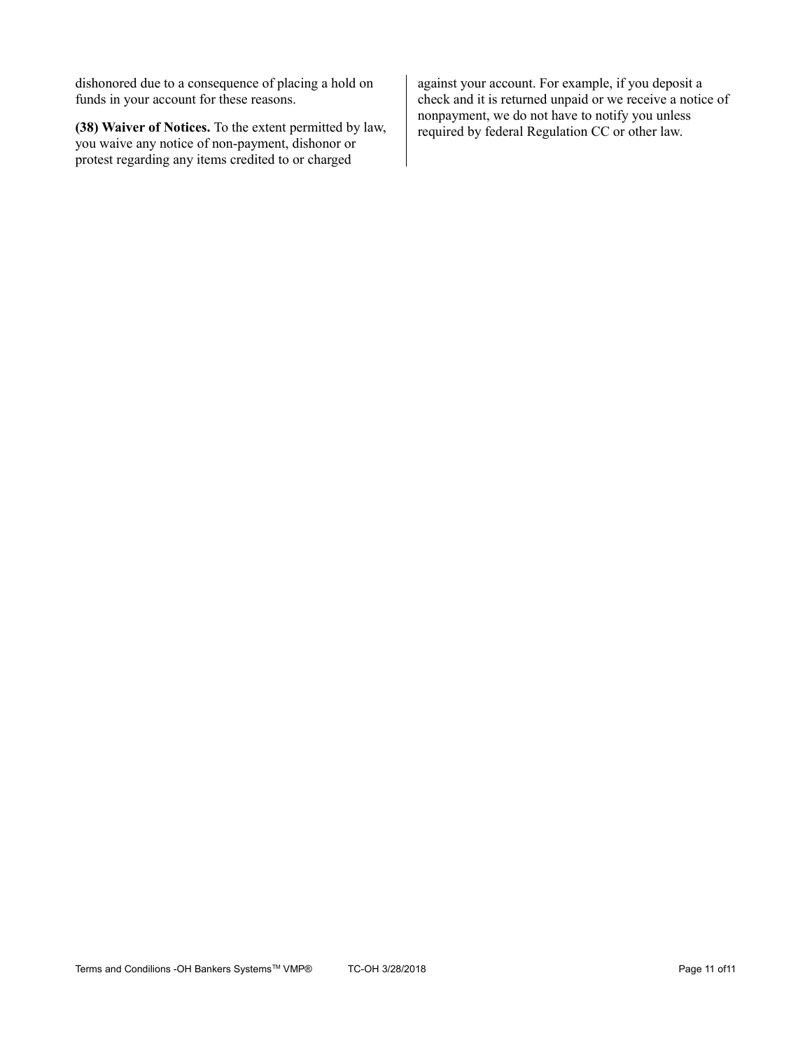dishonored due to a consequence of placing a hold on funds in your account for these reasons.

**(38) Waiver of Notices.** To the extent permitted by law, you waive any notice of non-payment, dishonor or protest regarding any items credited to or charged against your account. For example, if you deposit a check and it is returned unpaid or we receive a notice of nonpayment, we do not have to notify you unless required by federal Regulation CC or other law.